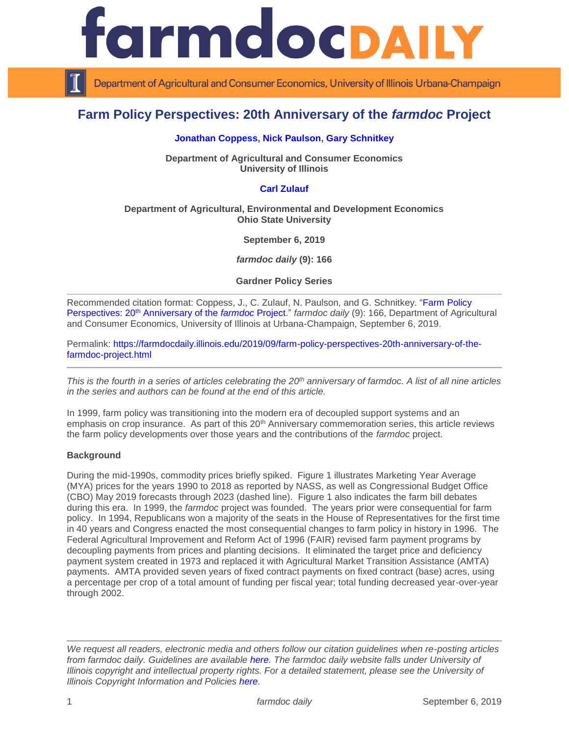# Farm Policy Perspectives: 20th Anniversary of the *farmdoc* Project

**Jonathan Coppess, Nick Paulson, Gary Schnitkey**

**Department of Agricultural and Consumer Economics**
**University of Illinois**

**Carl Zulauf**

**Department of Agricultural, Environmental and Development Economics**
**Ohio State University**

**September 6, 2019**

***farmdoc daily* (9): 166**

**Gardner Policy Series**

Recommended citation format: Coppess, J., C. Zulauf, N. Paulson, and G. Schnitkey. "Farm Policy Perspectives: 20th Anniversary of the *farmdoc* Project." *farmdoc daily* (9): 166, Department of Agricultural and Consumer Economics, University of Illinois at Urbana-Champaign, September 6, 2019.

Permalink: https://farmdocdaily.illinois.edu/2019/09/farm-policy-perspectives-20th-anniversary-of-the-farmdoc-project.html

*This is the fourth in a series of articles celebrating the 20th anniversary of farmdoc. A list of all nine articles in the series and authors can be found at the end of this article.*

In 1999, farm policy was transitioning into the modern era of decoupled support systems and an emphasis on crop insurance. As part of this 20th Anniversary commemoration series, this article reviews the farm policy developments over those years and the contributions of the *farmdoc* project.

**Background**

During the mid-1990s, commodity prices briefly spiked. Figure 1 illustrates Marketing Year Average (MYA) prices for the years 1990 to 2018 as reported by NASS, as well as Congressional Budget Office (CBO) May 2019 forecasts through 2023 (dashed line). Figure 1 also indicates the farm bill debates during this era. In 1999, the *farmdoc* project was founded. The years prior were consequential for farm policy. In 1994, Republicans won a majority of the seats in the House of Representatives for the first time in 40 years and Congress enacted the most consequential changes to farm policy in history in 1996. The Federal Agricultural Improvement and Reform Act of 1996 (FAIR) revised farm payment programs by decoupling payments from prices and planting decisions. It eliminated the target price and deficiency payment system created in 1973 and replaced it with Agricultural Market Transition Assistance (AMTA) payments. AMTA provided seven years of fixed contract payments on fixed contract (base) acres, using a percentage per crop of a total amount of funding per fiscal year; total funding decreased year-over-year through 2002.

*We request all readers, electronic media and others follow our citation guidelines when re-posting articles from farmdoc daily. Guidelines are available here. The farmdoc daily website falls under University of Illinois copyright and intellectual property rights. For a detailed statement, please see the University of Illinois Copyright Information and Policies here.*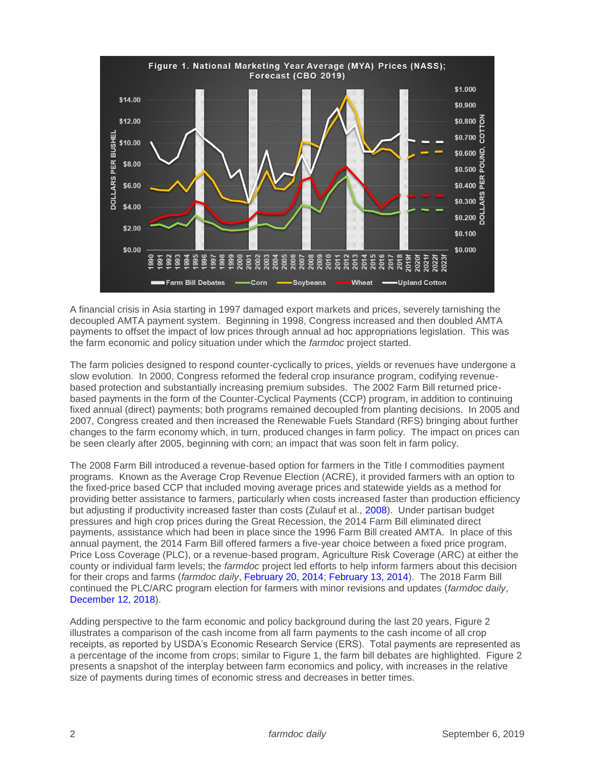**Figure 1. National Marketing Year Average (MYA) Prices (NASS); Forecast (CBO 2019)**

A financial crisis in Asia starting in 1997 damaged export markets and prices, severely tarnishing the decoupled AMTA payment system. Beginning in 1998, Congress increased and then doubled AMTA payments to offset the impact of low prices through annual ad hoc appropriations legislation. This was the farm economic and policy situation under which the *farmdoc* project started.

The farm policies designed to respond counter-cyclically to prices, yields or revenues have undergone a slow evolution. In 2000, Congress reformed the federal crop insurance program, codifying revenue-based protection and substantially increasing premium subsides. The 2002 Farm Bill returned price-based payments in the form of the Counter-Cyclical Payments (CCP) program, in addition to continuing fixed annual (direct) payments; both programs remained decoupled from planting decisions. In 2005 and 2007, Congress created and then increased the Renewable Fuels Standard (RFS) bringing about further changes to the farm economy which, in turn, produced changes in farm policy. The impact on prices can be seen clearly after 2005, beginning with corn; an impact that was soon felt in farm policy.

The 2008 Farm Bill introduced a revenue-based option for farmers in the Title I commodities payment programs. Known as the Average Crop Revenue Election (ACRE), it provided farmers with an option to the fixed-price based CCP that included moving average prices and statewide yields as a method for providing better assistance to farmers, particularly when costs increased faster than production efficiency but adjusting if productivity increased faster than costs (Zulauf et al., 2008). Under partisan budget pressures and high crop prices during the Great Recession, the 2014 Farm Bill eliminated direct payments, assistance which had been in place since the 1996 Farm Bill created AMTA. In place of this annual payment, the 2014 Farm Bill offered farmers a five-year choice between a fixed price program, Price Loss Coverage (PLC), or a revenue-based program, Agriculture Risk Coverage (ARC) at either the county or individual farm levels; the *farmdoc* project led efforts to help inform farmers about this decision for their crops and farms (*farmdoc daily*, February 20, 2014; February 13, 2014). The 2018 Farm Bill continued the PLC/ARC program election for farmers with minor revisions and updates (*farmdoc daily*, December 12, 2018).

Adding perspective to the farm economic and policy background during the last 20 years, Figure 2 illustrates a comparison of the cash income from all farm payments to the cash income of all crop receipts, as reported by USDA's Economic Research Service (ERS). Total payments are represented as a percentage of the income from crops; similar to Figure 1, the farm bill debates are highlighted. Figure 2 presents a snapshot of the interplay between farm economics and policy, with increases in the relative size of payments during times of economic stress and decreases in better times.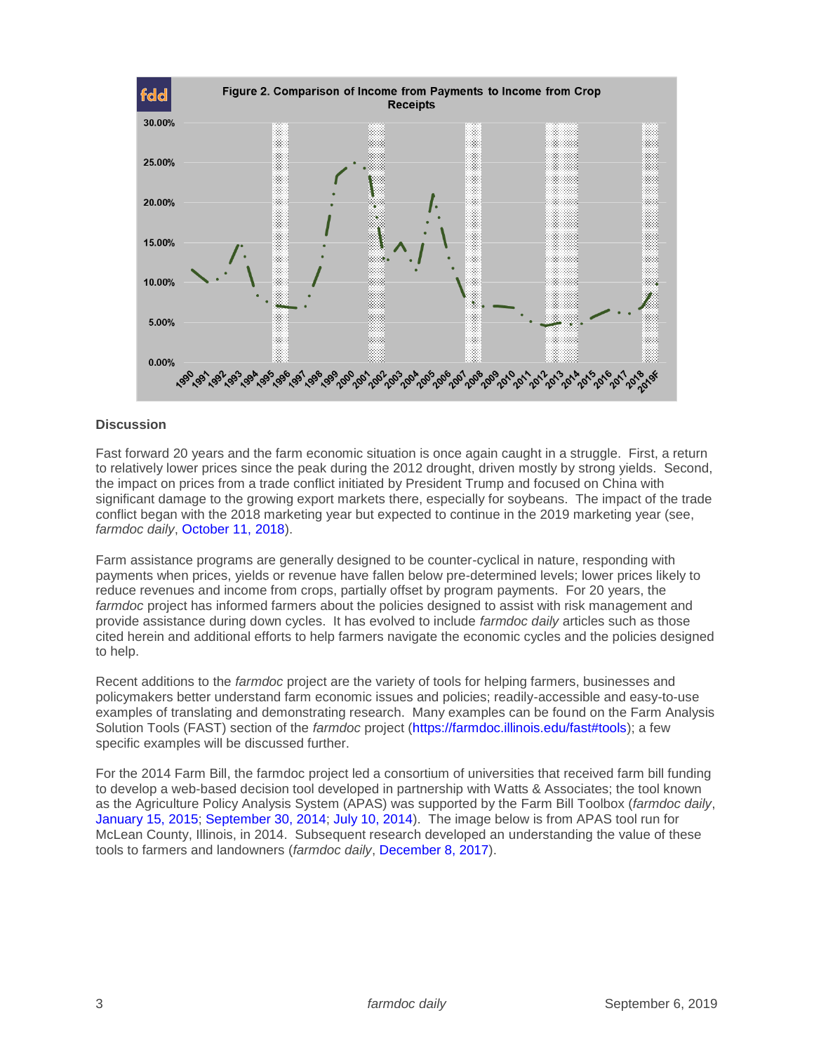**Figure 2. Comparison of Income from Payments to Income from Crop Receipts**

### Discussion

Fast forward 20 years and the farm economic situation is once again caught in a struggle. First, a return to relatively lower prices since the peak during the 2012 drought, driven mostly by strong yields. Second, the impact on prices from a trade conflict initiated by President Trump and focused on China with significant damage to the growing export markets there, especially for soybeans. The impact of the trade conflict began with the 2018 marketing year but expected to continue in the 2019 marketing year (see, *farmdoc daily*, October 11, 2018).

Farm assistance programs are generally designed to be counter-cyclical in nature, responding with payments when prices, yields or revenue have fallen below pre-determined levels; lower prices likely to reduce revenues and income from crops, partially offset by program payments. For 20 years, the *farmdoc* project has informed farmers about the policies designed to assist with risk management and provide assistance during down cycles. It has evolved to include *farmdoc daily* articles such as those cited herein and additional efforts to help farmers navigate the economic cycles and the policies designed to help.

Recent additions to the *farmdoc* project are the variety of tools for helping farmers, businesses and policymakers better understand farm economic issues and policies; readily-accessible and easy-to-use examples of translating and demonstrating research. Many examples can be found on the Farm Analysis Solution Tools (FAST) section of the *farmdoc* project (https://farmdoc.illinois.edu/fast#tools); a few specific examples will be discussed further.

For the 2014 Farm Bill, the farmdoc project led a consortium of universities that received farm bill funding to develop a web-based decision tool developed in partnership with Watts & Associates; the tool known as the Agriculture Policy Analysis System (APAS) was supported by the Farm Bill Toolbox (*farmdoc daily*, January 15, 2015; September 30, 2014; July 10, 2014). The image below is from APAS tool run for McLean County, Illinois, in 2014. Subsequent research developed an understanding the value of these tools to farmers and landowners (*farmdoc daily*, December 8, 2017).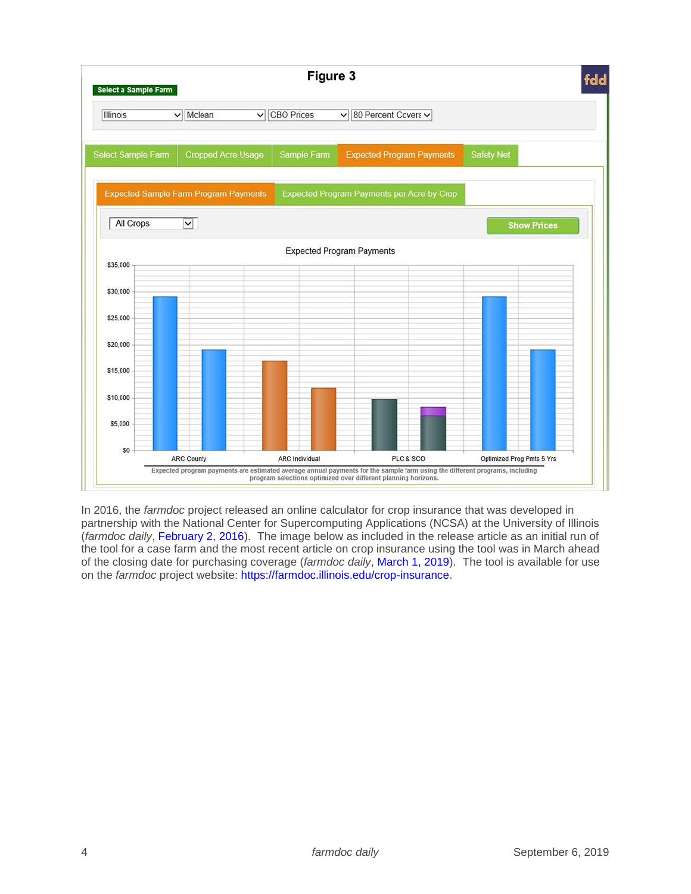**Figure 3**

Select a Sample Farm

Illinois | Mclean | CBO Prices | 80 Percent Covera

Select Sample Farm | Cropped Acre Usage | Sample Farm | Expected Program Payments | Safety Net

Expected Sample Farm Program Payments | Expected Program Payments per Acre by Crop

All Crops | Show Prices

Expected Program Payments

ARC County | ARC Individual | PLC & SCO | Optimized Prog Pmts 5 Yrs

Expected program payments are estimated average annual payments for the sample farm using the different programs, including program selections optimized over different planning horizons.

In 2016, the *farmdoc* project released an online calculator for crop insurance that was developed in partnership with the National Center for Supercomputing Applications (NCSA) at the University of Illinois (*farmdoc daily*, February 2, 2016). The image below as included in the release article as an initial run of the tool for a case farm and the most recent article on crop insurance using the tool was in March ahead of the closing date for purchasing coverage (*farmdoc daily*, March 1, 2019). The tool is available for use on the *farmdoc* project website: https://farmdoc.illinois.edu/crop-insurance.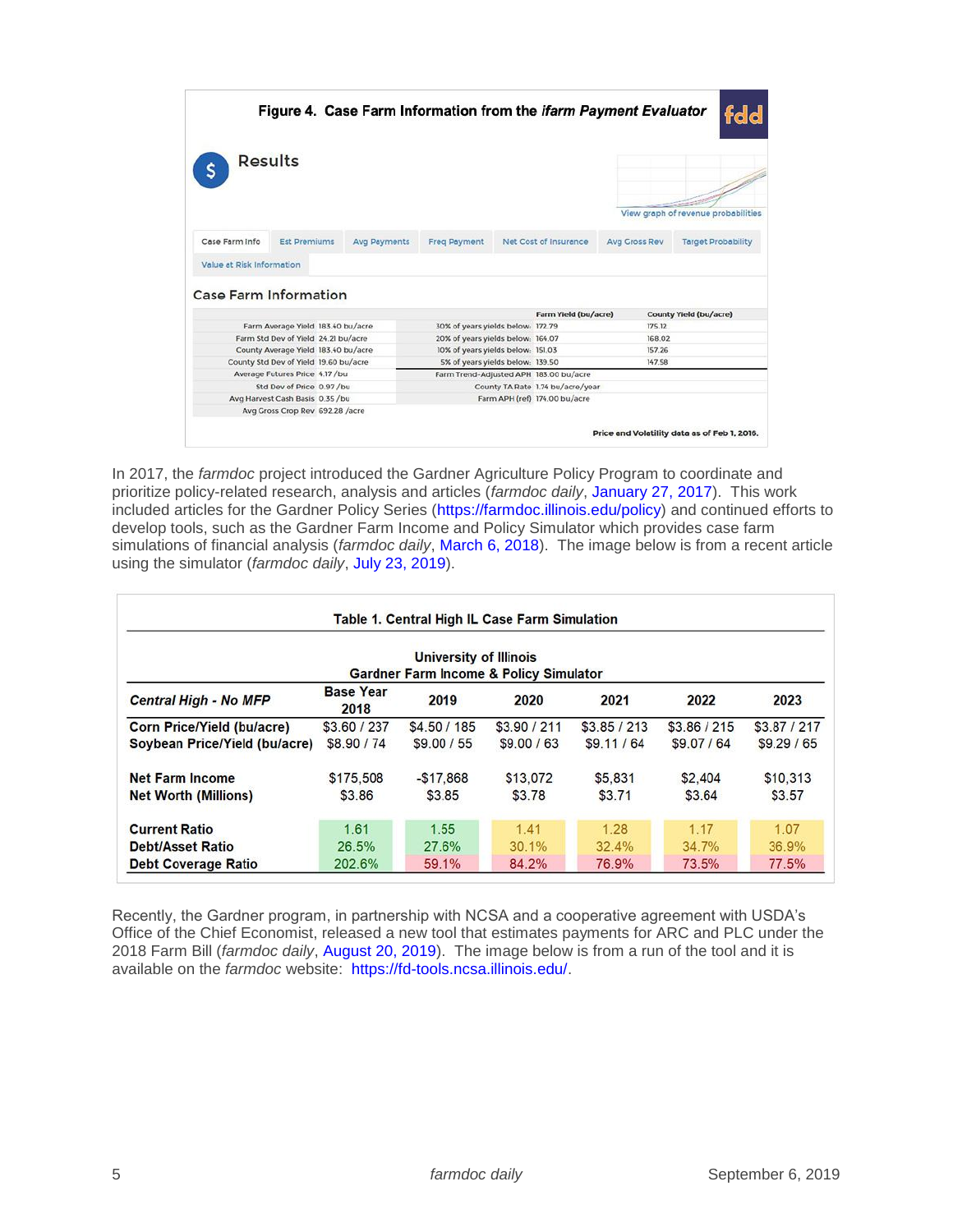**Figure 4. Case Farm Information from the *ifarm Payment Evaluator***

Results

Case Farm Information

| | | | Farm Yield (bu/acre) | County Yield (bu/acre) |
|---|---|---|---|---|
| Farm Average Yield | 183.40 bu/acre | 30% of years yields below: | 172.79 | 175.12 |
| Farm Std Dev of Yield | 24.21 bu/acre | 20% of years yields below: | 164.07 | 168.02 |
| County Average Yield | 183.40 bu/acre | 10% of years yields below: | 151.03 | 157.26 |
| County Std Dev of Yield | 19.60 bu/acre | 5% of years yields below: | 139.50 | 147.58 |
| Average Futures Price | 4.17 /bu | Farm Trend-Adjusted APH | 183.00 bu/acre | |
| Std Dev of Price | 0.97 /bu | County TA Rate | 1.74 bu/acre/year | |
| Avg Harvest Cash Basis | 0.35 /bu | Farm APH (ref) | 174.00 bu/acre | |
| Avg Gross Crop Rev | 692.28 /acre | | | |

Price and Volatility data as of Feb 1, 2016.

In 2017, the *farmdoc* project introduced the Gardner Agriculture Policy Program to coordinate and prioritize policy-related research, analysis and articles (*farmdoc daily*, January 27, 2017). This work included articles for the Gardner Policy Series (https://farmdoc.illinois.edu/policy) and continued efforts to develop tools, such as the Gardner Farm Income and Policy Simulator which provides case farm simulations of financial analysis (*farmdoc daily*, March 6, 2018). The image below is from a recent article using the simulator (*farmdoc daily*, July 23, 2019).

**Table 1. Central High IL Case Farm Simulation**

University of Illinois
Gardner Farm Income & Policy Simulator

| *Central High - No MFP* | Base Year 2018 | 2019 | 2020 | 2021 | 2022 | 2023 |
|---|---|---|---|---|---|---|
| **Corn Price/Yield (bu/acre)** | $3.60 / 237 | $4.50 / 185 | $3.90 / 211 | $3.85 / 213 | $3.86 / 215 | $3.87 / 217 |
| **Soybean Price/Yield (bu/acre)** | $8.90 / 74 | $9.00 / 55 | $9.00 / 63 | $9.11 / 64 | $9.07 / 64 | $9.29 / 65 |
| **Net Farm Income** | $175,508 | -$17,868 | $13,072 | $5,831 | $2,404 | $10,313 |
| **Net Worth (Millions)** | $3.86 | $3.85 | $3.78 | $3.71 | $3.64 | $3.57 |
| **Current Ratio** | 1.61 | 1.55 | 1.41 | 1.28 | 1.17 | 1.07 |
| **Debt/Asset Ratio** | 26.5% | 27.6% | 30.1% | 32.4% | 34.7% | 36.9% |
| **Debt Coverage Ratio** | 202.6% | 59.1% | 84.2% | 76.9% | 73.5% | 77.5% |

Recently, the Gardner program, in partnership with NCSA and a cooperative agreement with USDA's Office of the Chief Economist, released a new tool that estimates payments for ARC and PLC under the 2018 Farm Bill (*farmdoc daily*, August 20, 2019). The image below is from a run of the tool and it is available on the *farmdoc* website: https://fd-tools.ncsa.illinois.edu/.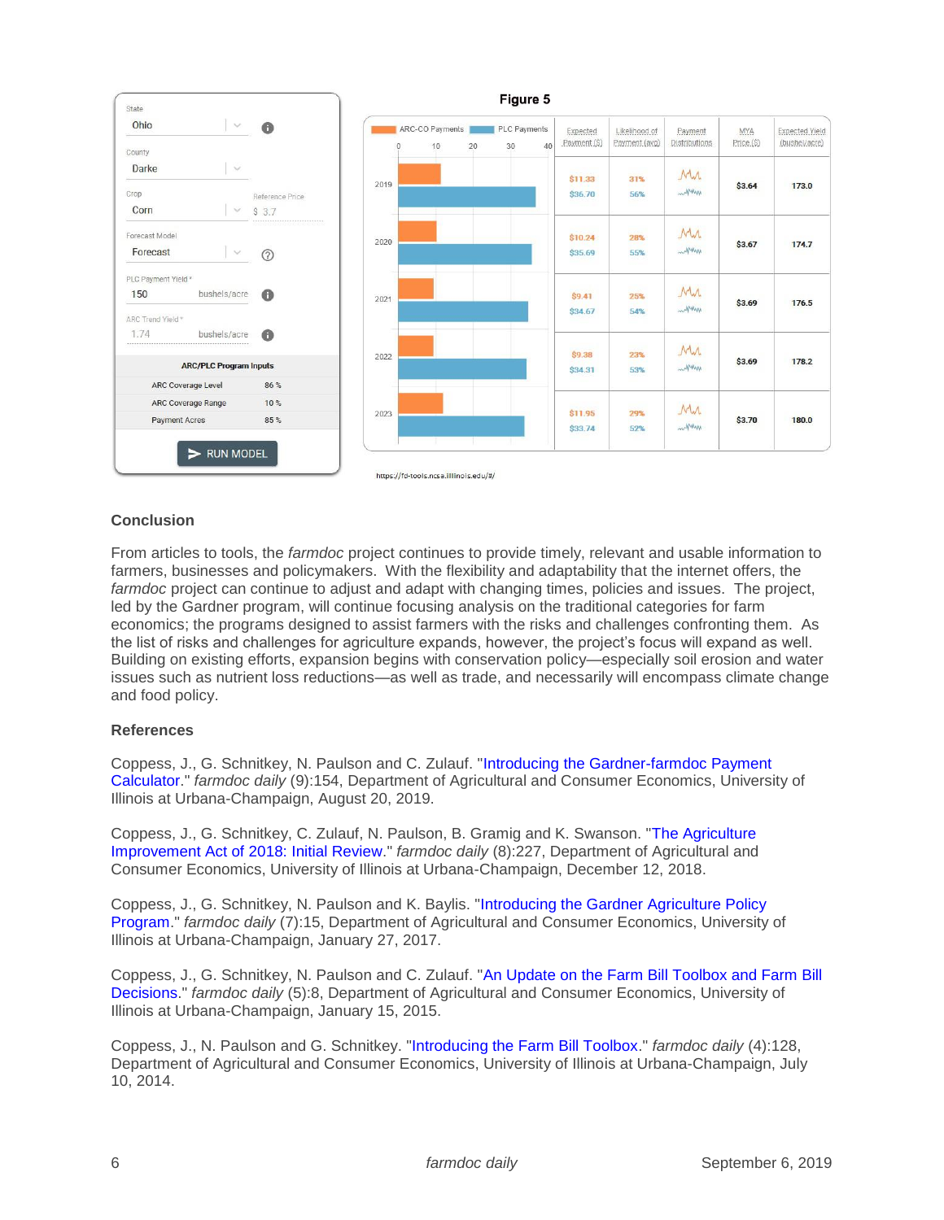**Figure 5**

| State | Ohio |
|---|---|
| County | Darke |
| Crop | Corn |
| Reference Price | $ 3.7 |
| Forecast Model | Forecast |
| PLC Payment Yield * | 150 bushels/acre |
| ARC Trend Yield * | 1.74 bushels/acre |

**ARC/PLC Program Inputs**

| Input | Value |
|---|---|
| ARC Coverage Level | 86 % |
| ARC Coverage Range | 10 % |
| Payment Acres | 85 % |

RUN MODEL

| Year | Expected Payment ($) | Likelihood of Payment (avg) | MYA Price ($) | Expected Yield (bushel/acre) |
|---|---|---|---|---|
| 2019 | $11.33 / $36.70 | 31% / 56% | $3.64 | 173.0 |
| 2020 | $10.24 / $35.69 | 28% / 55% | $3.67 | 174.7 |
| 2021 | $9.41 / $34.67 | 25% / 54% | $3.69 | 176.5 |
| 2022 | $9.38 / $34.31 | 23% / 53% | $3.69 | 178.2 |
| 2023 | $11.95 / $33.74 | 29% / 52% | $3.70 | 180.0 |

(First value in each cell: ARC-CO Payments; second value: PLC Payments)

https://fd-tools.ncsa.illinois.edu/#/

## Conclusion

From articles to tools, the *farmdoc* project continues to provide timely, relevant and usable information to farmers, businesses and policymakers. With the flexibility and adaptability that the internet offers, the *farmdoc* project can continue to adjust and adapt with changing times, policies and issues. The project, led by the Gardner program, will continue focusing analysis on the traditional categories for farm economics; the programs designed to assist farmers with the risks and challenges confronting them. As the list of risks and challenges for agriculture expands, however, the project's focus will expand as well. Building on existing efforts, expansion begins with conservation policy—especially soil erosion and water issues such as nutrient loss reductions—as well as trade, and necessarily will encompass climate change and food policy.

## References

Coppess, J., G. Schnitkey, N. Paulson and C. Zulauf. "Introducing the Gardner-farmdoc Payment Calculator." *farmdoc daily* (9):154, Department of Agricultural and Consumer Economics, University of Illinois at Urbana-Champaign, August 20, 2019.

Coppess, J., G. Schnitkey, C. Zulauf, N. Paulson, B. Gramig and K. Swanson. "The Agriculture Improvement Act of 2018: Initial Review." *farmdoc daily* (8):227, Department of Agricultural and Consumer Economics, University of Illinois at Urbana-Champaign, December 12, 2018.

Coppess, J., G. Schnitkey, N. Paulson and K. Baylis. "Introducing the Gardner Agriculture Policy Program." *farmdoc daily* (7):15, Department of Agricultural and Consumer Economics, University of Illinois at Urbana-Champaign, January 27, 2017.

Coppess, J., G. Schnitkey, N. Paulson and C. Zulauf. "An Update on the Farm Bill Toolbox and Farm Bill Decisions." *farmdoc daily* (5):8, Department of Agricultural and Consumer Economics, University of Illinois at Urbana-Champaign, January 15, 2015.

Coppess, J., N. Paulson and G. Schnitkey. "Introducing the Farm Bill Toolbox." *farmdoc daily* (4):128, Department of Agricultural and Consumer Economics, University of Illinois at Urbana-Champaign, July 10, 2014.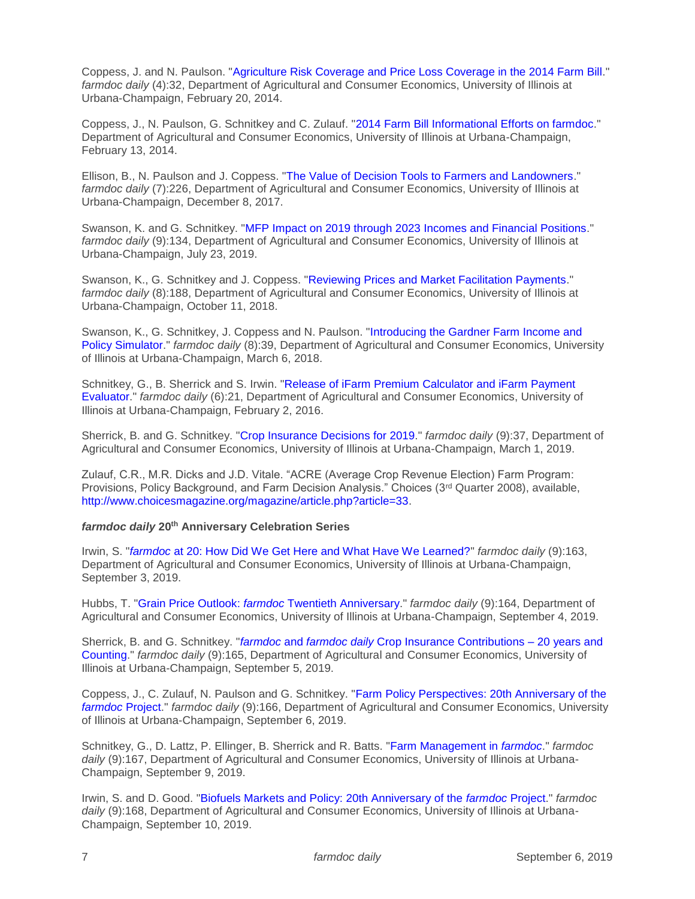Coppess, J. and N. Paulson. "Agriculture Risk Coverage and Price Loss Coverage in the 2014 Farm Bill." *farmdoc daily* (4):32, Department of Agricultural and Consumer Economics, University of Illinois at Urbana-Champaign, February 20, 2014.

Coppess, J., N. Paulson, G. Schnitkey and C. Zulauf. "2014 Farm Bill Informational Efforts on farmdoc." Department of Agricultural and Consumer Economics, University of Illinois at Urbana-Champaign, February 13, 2014.

Ellison, B., N. Paulson and J. Coppess. "The Value of Decision Tools to Farmers and Landowners." *farmdoc daily* (7):226, Department of Agricultural and Consumer Economics, University of Illinois at Urbana-Champaign, December 8, 2017.

Swanson, K. and G. Schnitkey. "MFP Impact on 2019 through 2023 Incomes and Financial Positions." *farmdoc daily* (9):134, Department of Agricultural and Consumer Economics, University of Illinois at Urbana-Champaign, July 23, 2019.

Swanson, K., G. Schnitkey and J. Coppess. "Reviewing Prices and Market Facilitation Payments." *farmdoc daily* (8):188, Department of Agricultural and Consumer Economics, University of Illinois at Urbana-Champaign, October 11, 2018.

Swanson, K., G. Schnitkey, J. Coppess and N. Paulson. "Introducing the Gardner Farm Income and Policy Simulator." *farmdoc daily* (8):39, Department of Agricultural and Consumer Economics, University of Illinois at Urbana-Champaign, March 6, 2018.

Schnitkey, G., B. Sherrick and S. Irwin. "Release of iFarm Premium Calculator and iFarm Payment Evaluator." *farmdoc daily* (6):21, Department of Agricultural and Consumer Economics, University of Illinois at Urbana-Champaign, February 2, 2016.

Sherrick, B. and G. Schnitkey. "Crop Insurance Decisions for 2019." *farmdoc daily* (9):37, Department of Agricultural and Consumer Economics, University of Illinois at Urbana-Champaign, March 1, 2019.

Zulauf, C.R., M.R. Dicks and J.D. Vitale. "ACRE (Average Crop Revenue Election) Farm Program: Provisions, Policy Background, and Farm Decision Analysis." Choices (3rd Quarter 2008), available, http://www.choicesmagazine.org/magazine/article.php?article=33.

### *farmdoc daily* 20th Anniversary Celebration Series

Irwin, S. "*farmdoc* at 20: How Did We Get Here and What Have We Learned?" *farmdoc daily* (9):163, Department of Agricultural and Consumer Economics, University of Illinois at Urbana-Champaign, September 3, 2019.

Hubbs, T. "Grain Price Outlook: *farmdoc* Twentieth Anniversary." *farmdoc daily* (9):164, Department of Agricultural and Consumer Economics, University of Illinois at Urbana-Champaign, September 4, 2019.

Sherrick, B. and G. Schnitkey. "*farmdoc* and *farmdoc daily* Crop Insurance Contributions – 20 years and Counting." *farmdoc daily* (9):165, Department of Agricultural and Consumer Economics, University of Illinois at Urbana-Champaign, September 5, 2019.

Coppess, J., C. Zulauf, N. Paulson and G. Schnitkey. "Farm Policy Perspectives: 20th Anniversary of the *farmdoc* Project." *farmdoc daily* (9):166, Department of Agricultural and Consumer Economics, University of Illinois at Urbana-Champaign, September 6, 2019.

Schnitkey, G., D. Lattz, P. Ellinger, B. Sherrick and R. Batts. "Farm Management in *farmdoc*." *farmdoc daily* (9):167, Department of Agricultural and Consumer Economics, University of Illinois at Urbana-Champaign, September 9, 2019.

Irwin, S. and D. Good. "Biofuels Markets and Policy: 20th Anniversary of the *farmdoc* Project." *farmdoc daily* (9):168, Department of Agricultural and Consumer Economics, University of Illinois at Urbana-Champaign, September 10, 2019.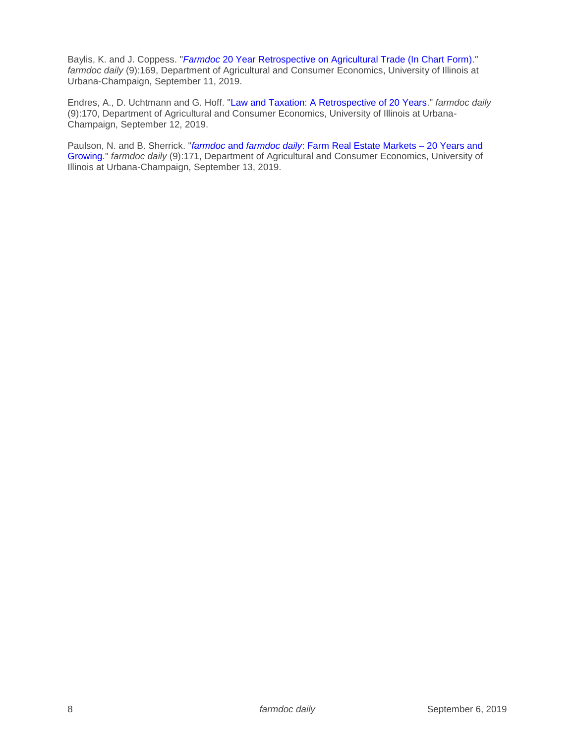Baylis, K. and J. Coppess. "*Farmdoc* 20 Year Retrospective on Agricultural Trade (In Chart Form)." *farmdoc daily* (9):169, Department of Agricultural and Consumer Economics, University of Illinois at Urbana-Champaign, September 11, 2019.

Endres, A., D. Uchtmann and G. Hoff. "Law and Taxation: A Retrospective of 20 Years." *farmdoc daily* (9):170, Department of Agricultural and Consumer Economics, University of Illinois at Urbana-Champaign, September 12, 2019.

Paulson, N. and B. Sherrick. "*farmdoc* and *farmdoc daily*: Farm Real Estate Markets – 20 Years and Growing." *farmdoc daily* (9):171, Department of Agricultural and Consumer Economics, University of Illinois at Urbana-Champaign, September 13, 2019.